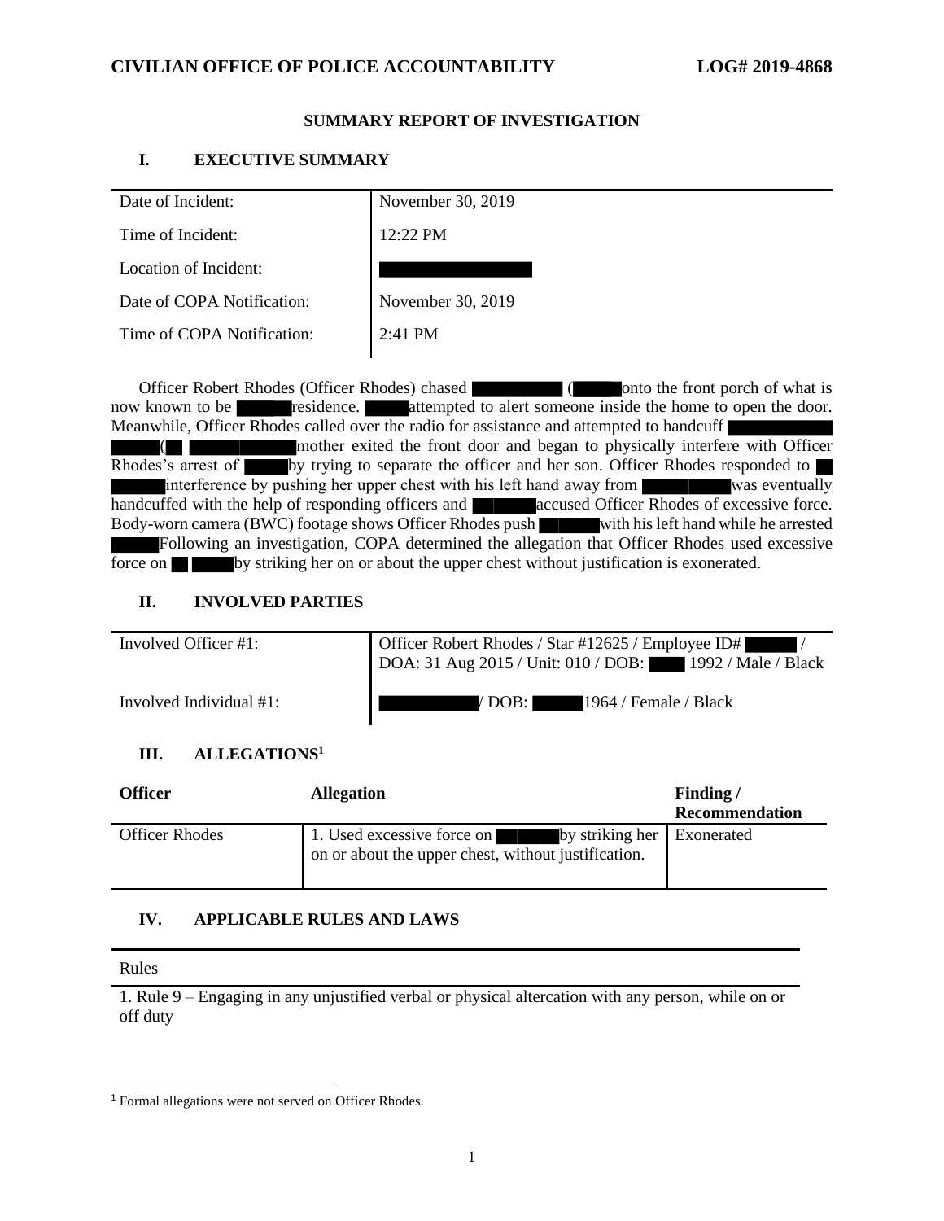**CIVILIAN OFFICE OF POLICE ACCOUNTABILITY** **LOG# 2019-4868**

## SUMMARY REPORT OF INVESTIGATION

### I. EXECUTIVE SUMMARY

| | |
|---|---|
| Date of Incident: | November 30, 2019 |
| Time of Incident: | 12:22 PM |
| Location of Incident: | |
| Date of COPA Notification: | November 30, 2019 |
| Time of COPA Notification: | 2:41 PM |

Officer Robert Rhodes (Officer Rhodes) chased ( onto the front porch of what is now known to be residence. attempted to alert someone inside the home to open the door. Meanwhile, Officer Rhodes called over the radio for assistance and attempted to handcuff ( mother exited the front door and began to physically interfere with Officer Rhodes's arrest of by trying to separate the officer and her son. Officer Rhodes responded to interference by pushing her upper chest with his left hand away from was eventually handcuffed with the help of responding officers and accused Officer Rhodes of excessive force. Body-worn camera (BWC) footage shows Officer Rhodes push with his left hand while he arrested Following an investigation, COPA determined the allegation that Officer Rhodes used excessive force on by striking her on or about the upper chest without justification is exonerated.

### II. INVOLVED PARTIES

| | |
|---|---|
| Involved Officer #1: | Officer Robert Rhodes / Star #12625 / Employee ID# / DOA: 31 Aug 2015 / Unit: 010 / DOB: 1992 / Male / Black |
| Involved Individual #1: | / DOB: 1964 / Female / Black |

### III. ALLEGATIONS[1]

| Officer | Allegation | Finding / Recommendation |
|---|---|---|
| Officer Rhodes | 1. Used excessive force on by striking her on or about the upper chest, without justification. | Exonerated |

### IV. APPLICABLE RULES AND LAWS

| Rules |
|---|
| 1. Rule 9 – Engaging in any unjustified verbal or physical altercation with any person, while on or off duty |

[1] Formal allegations were not served on Officer Rhodes.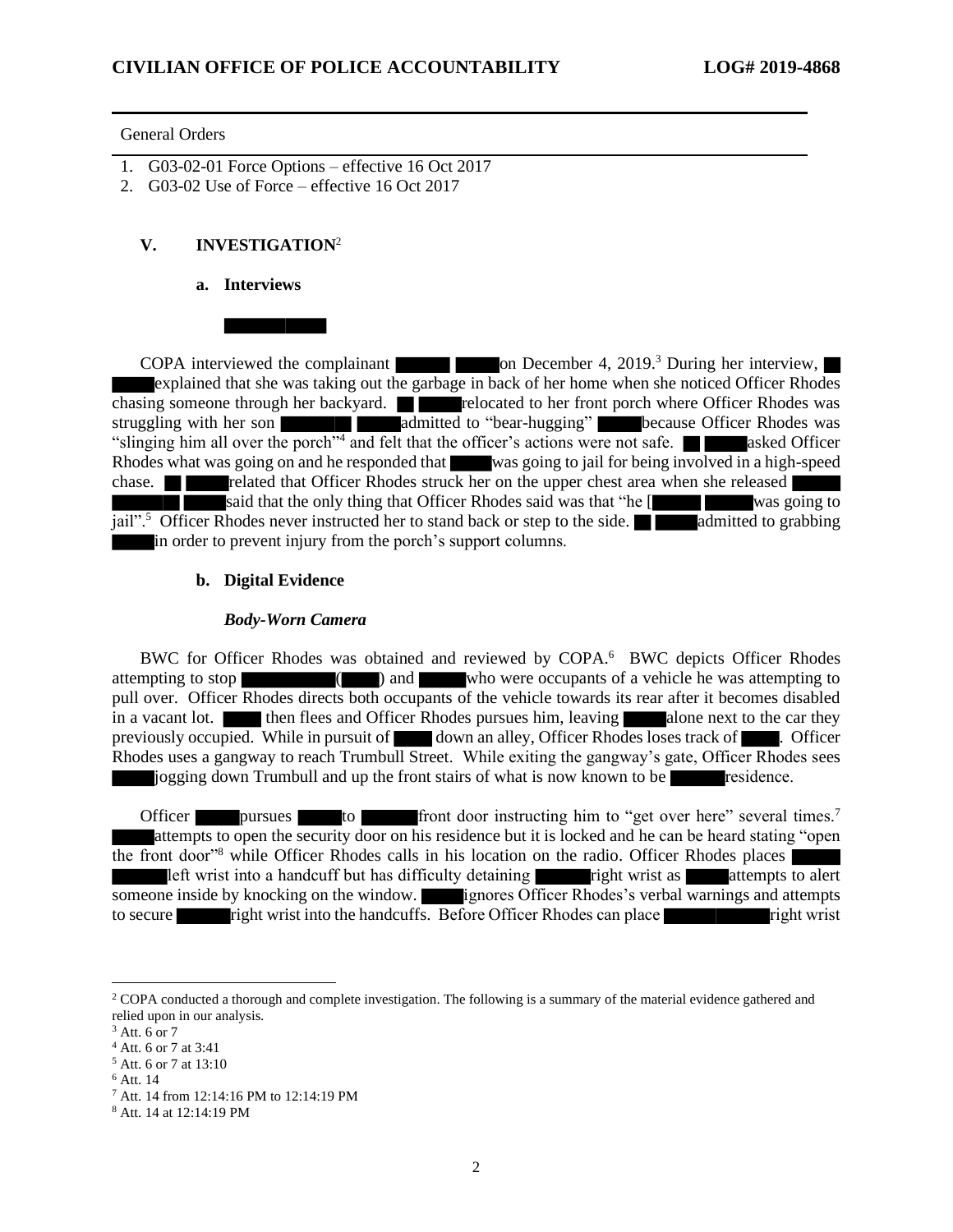General Orders

1. G03-02-01 Force Options – effective 16 Oct 2017
2. G03-02 Use of Force – effective 16 Oct 2017

## V. INVESTIGATION[2]

### a. Interviews

COPA interviewed the complainant on December 4, 2019.[3] During her interview, explained that she was taking out the garbage in back of her home when she noticed Officer Rhodes chasing someone through her backyard. relocated to her front porch where Officer Rhodes was struggling with her son admitted to "bear-hugging" because Officer Rhodes was "slinging him all over the porch"[4] and felt that the officer's actions were not safe. asked Officer Rhodes what was going on and he responded that was going to jail for being involved in a high-speed chase. related that Officer Rhodes struck her on the upper chest area when she released said that the only thing that Officer Rhodes said was that "he [ was going to jail".[5] Officer Rhodes never instructed her to stand back or step to the side. admitted to grabbing in order to prevent injury from the porch's support columns.

### b. Digital Evidence

***Body-Worn Camera***

BWC for Officer Rhodes was obtained and reviewed by COPA.[6] BWC depicts Officer Rhodes attempting to stop ( ) and who were occupants of a vehicle he was attempting to pull over. Officer Rhodes directs both occupants of the vehicle towards its rear after it becomes disabled in a vacant lot. then flees and Officer Rhodes pursues him, leaving alone next to the car they previously occupied. While in pursuit of down an alley, Officer Rhodes loses track of . Officer Rhodes uses a gangway to reach Trumbull Street. While exiting the gangway's gate, Officer Rhodes sees jogging down Trumbull and up the front stairs of what is now known to be residence.

Officer pursues to front door instructing him to "get over here" several times.[7] attempts to open the security door on his residence but it is locked and he can be heard stating "open the front door"[8] while Officer Rhodes calls in his location on the radio. Officer Rhodes places left wrist into a handcuff but has difficulty detaining right wrist as attempts to alert someone inside by knocking on the window. ignores Officer Rhodes's verbal warnings and attempts to secure right wrist into the handcuffs. Before Officer Rhodes can place right wrist

---

[2] COPA conducted a thorough and complete investigation. The following is a summary of the material evidence gathered and relied upon in our analysis.

[3] Att. 6 or 7

[4] Att. 6 or 7 at 3:41

[5] Att. 6 or 7 at 13:10

[6] Att. 14

[7] Att. 14 from 12:14:16 PM to 12:14:19 PM

[8] Att. 14 at 12:14:19 PM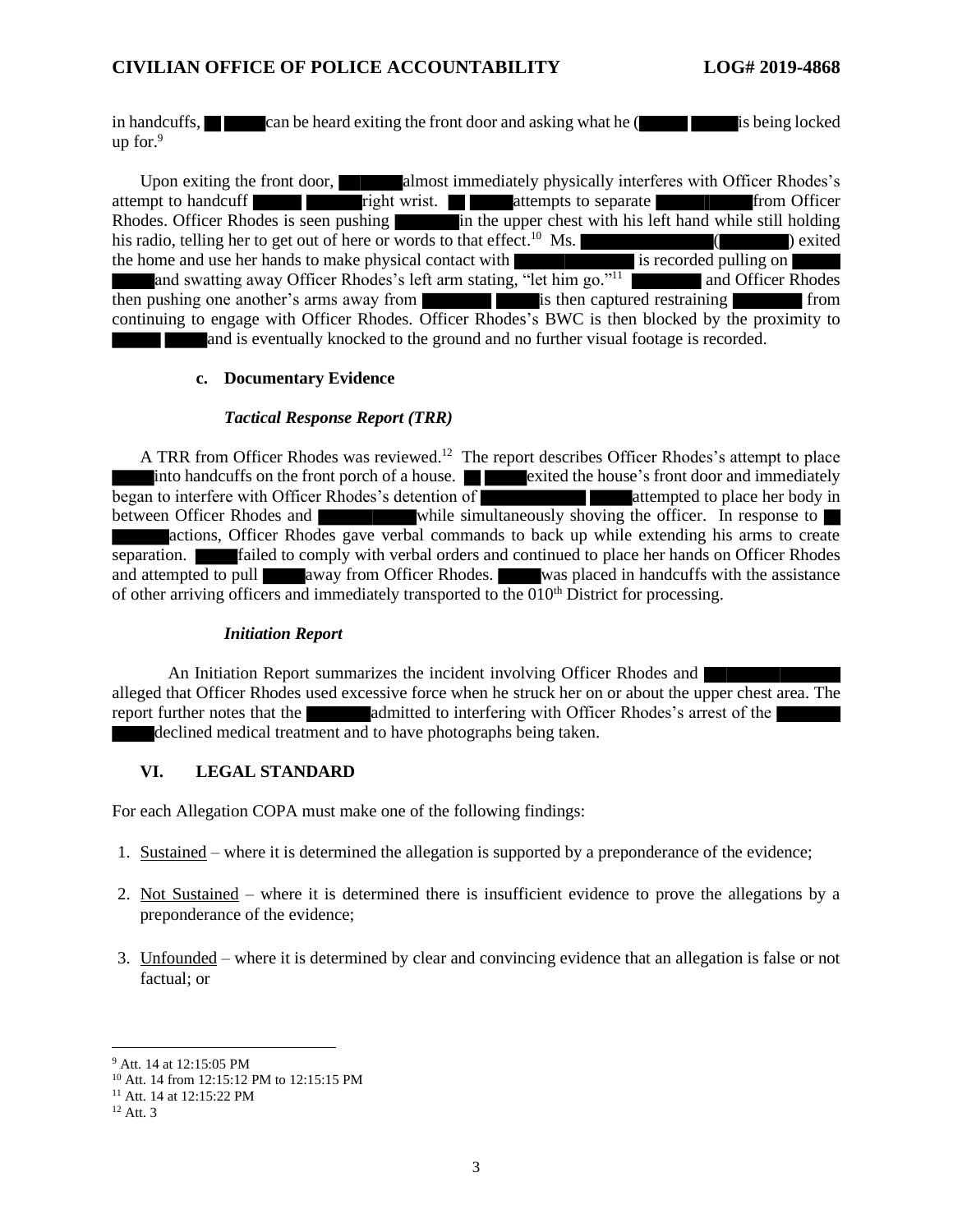in handcuffs, ██ ████ can be heard exiting the front door and asking what he (█████ █████ is being locked up for.[9]

Upon exiting the front door, ██████ almost immediately physically interferes with Officer Rhodes's attempt to handcuff █████ ██████ right wrist. ██ █████ attempts to separate █████ █████ from Officer Rhodes. Officer Rhodes is seen pushing ███████ in the upper chest with his left hand while still holding his radio, telling her to get out of here or words to that effect.[10] Ms. ███████████████ (███████) exited the home and use her hands to make physical contact with ████████████ is recorded pulling on █████ and swatting away Officer Rhodes's left arm stating, "let him go."[11] ███████ and Officer Rhodes then pushing one another's arms away from ███████ █████ is then captured restraining ███████ from continuing to engage with Officer Rhodes. Officer Rhodes's BWC is then blocked by the proximity to █████ █████ and is eventually knocked to the ground and no further visual footage is recorded.

### c. Documentary Evidence

***Tactical Response Report (TRR)***

A TRR from Officer Rhodes was reviewed.[12] The report describes Officer Rhodes's attempt to place █████ into handcuffs on the front porch of a house. ██ █████ exited the house's front door and immediately began to interfere with Officer Rhodes's detention of ███████████ █████ attempted to place her body in between Officer Rhodes and █████████ while simultaneously shoving the officer. In response to ██ ██████ actions, Officer Rhodes gave verbal commands to back up while extending his arms to create separation. █████ failed to comply with verbal orders and continued to place her hands on Officer Rhodes and attempted to pull █████ away from Officer Rhodes. █████ was placed in handcuffs with the assistance of other arriving officers and immediately transported to the 010th District for processing.

***Initiation Report***

An Initiation Report summarizes the incident involving Officer Rhodes and ██████████████ alleged that Officer Rhodes used excessive force when he struck her on or about the upper chest area. The report further notes that the ██████ admitted to interfering with Officer Rhodes's arrest of the ██████ █████ declined medical treatment and to have photographs being taken.

## VI. LEGAL STANDARD

For each Allegation COPA must make one of the following findings:

1. Sustained – where it is determined the allegation is supported by a preponderance of the evidence;

2. Not Sustained – where it is determined there is insufficient evidence to prove the allegations by a preponderance of the evidence;

3. Unfounded – where it is determined by clear and convincing evidence that an allegation is false or not factual; or

---

[9] Att. 14 at 12:15:05 PM

[10] Att. 14 from 12:15:12 PM to 12:15:15 PM

[11] Att. 14 at 12:15:22 PM

[12] Att. 3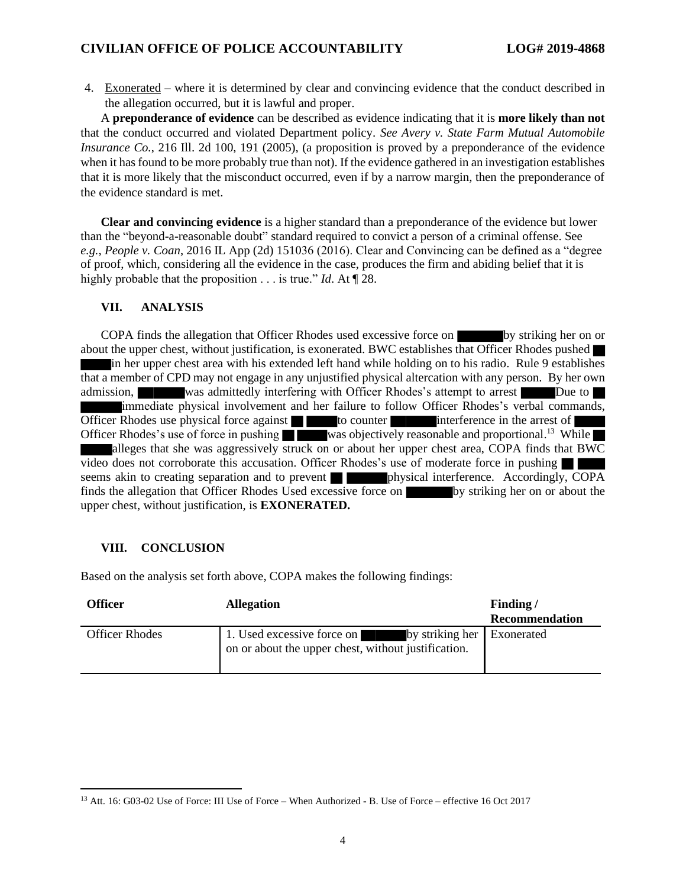4. Exonerated – where it is determined by clear and convincing evidence that the conduct described in the allegation occurred, but it is lawful and proper.

A **preponderance of evidence** can be described as evidence indicating that it is **more likely than not** that the conduct occurred and violated Department policy. *See Avery v. State Farm Mutual Automobile Insurance Co.*, 216 Ill. 2d 100, 191 (2005), (a proposition is proved by a preponderance of the evidence when it has found to be more probably true than not). If the evidence gathered in an investigation establishes that it is more likely that the misconduct occurred, even if by a narrow margin, then the preponderance of the evidence standard is met.

**Clear and convincing evidence** is a higher standard than a preponderance of the evidence but lower than the "beyond-a-reasonable doubt" standard required to convict a person of a criminal offense. See *e.g.*, *People v. Coan*, 2016 IL App (2d) 151036 (2016). Clear and Convincing can be defined as a "degree of proof, which, considering all the evidence in the case, produces the firm and abiding belief that it is highly probable that the proposition . . . is true." *Id*. At ¶ 28.

## VII. ANALYSIS

COPA finds the allegation that Officer Rhodes used excessive force on ██████ by striking her on or about the upper chest, without justification, is exonerated. BWC establishes that Officer Rhodes pushed ██ ████ in her upper chest area with his extended left hand while holding on to his radio. Rule 9 establishes that a member of CPD may not engage in any unjustified physical altercation with any person. By her own admission, ██████ was admittedly interfering with Officer Rhodes's attempt to arrest █████ Due to ██ ██████ immediate physical involvement and her failure to follow Officer Rhodes's verbal commands, Officer Rhodes use physical force against ██ █████ to counter ██████ interference in the arrest of █████ Officer Rhodes's use of force in pushing ██ █████ was objectively reasonable and proportional.[13] While ██ █████ alleges that she was aggressively struck on or about her upper chest area, COPA finds that BWC video does not corroborate this accusation. Officer Rhodes's use of moderate force in pushing ██ ████ seems akin to creating separation and to prevent ██ ██████ physical interference. Accordingly, COPA finds the allegation that Officer Rhodes Used excessive force on ██████ by striking her on or about the upper chest, without justification, is **EXONERATED.**

## VIII. CONCLUSION

Based on the analysis set forth above, COPA makes the following findings:

| Officer | Allegation | Finding / Recommendation |
|---|---|---|
| Officer Rhodes | 1. Used excessive force on ██████ by striking her on or about the upper chest, without justification. | Exonerated |

[13] Att. 16: G03-02 Use of Force: III Use of Force – When Authorized - B. Use of Force – effective 16 Oct 2017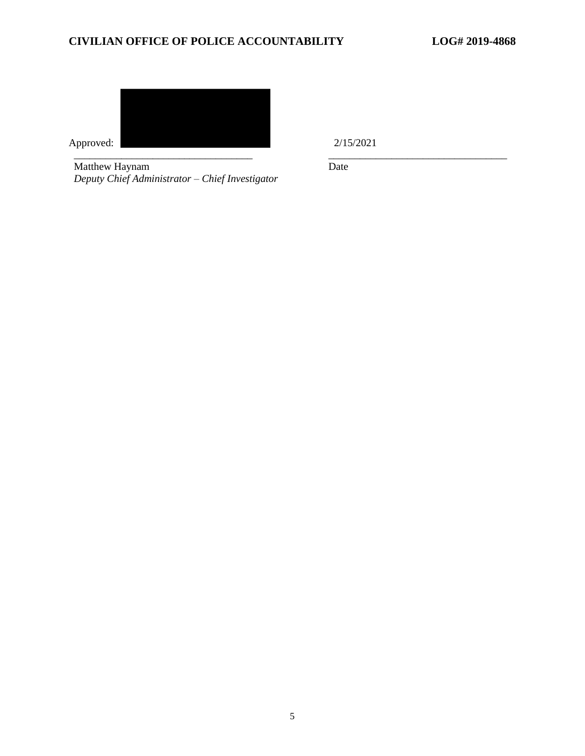Approved: ______________________________ 2/15/2021

Matthew Haynam
*Deputy Chief Administrator – Chief Investigator*

Date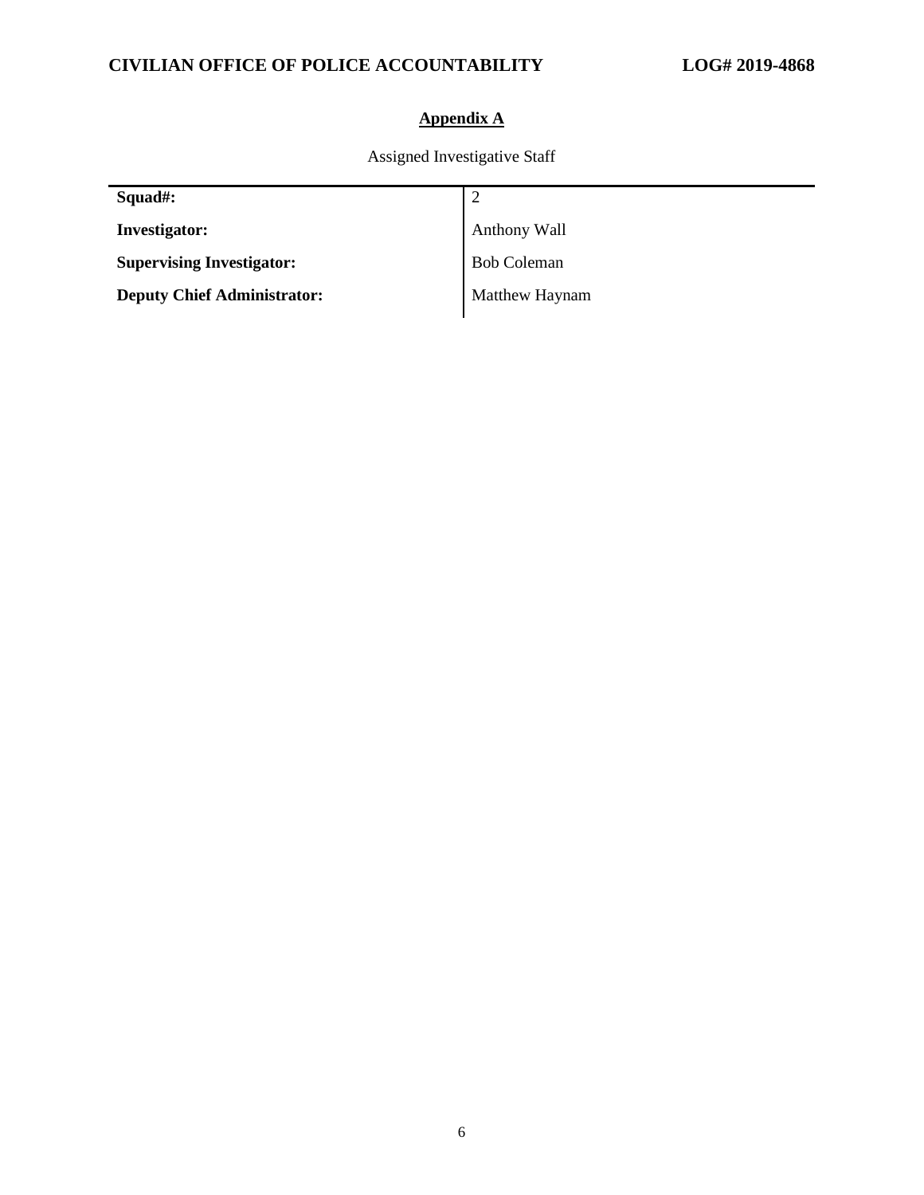## Appendix A

Assigned Investigative Staff

| | |
|---|---|
| **Squad#:** | 2 |
| **Investigator:** | Anthony Wall |
| **Supervising Investigator:** | Bob Coleman |
| **Deputy Chief Administrator:** | Matthew Haynam |